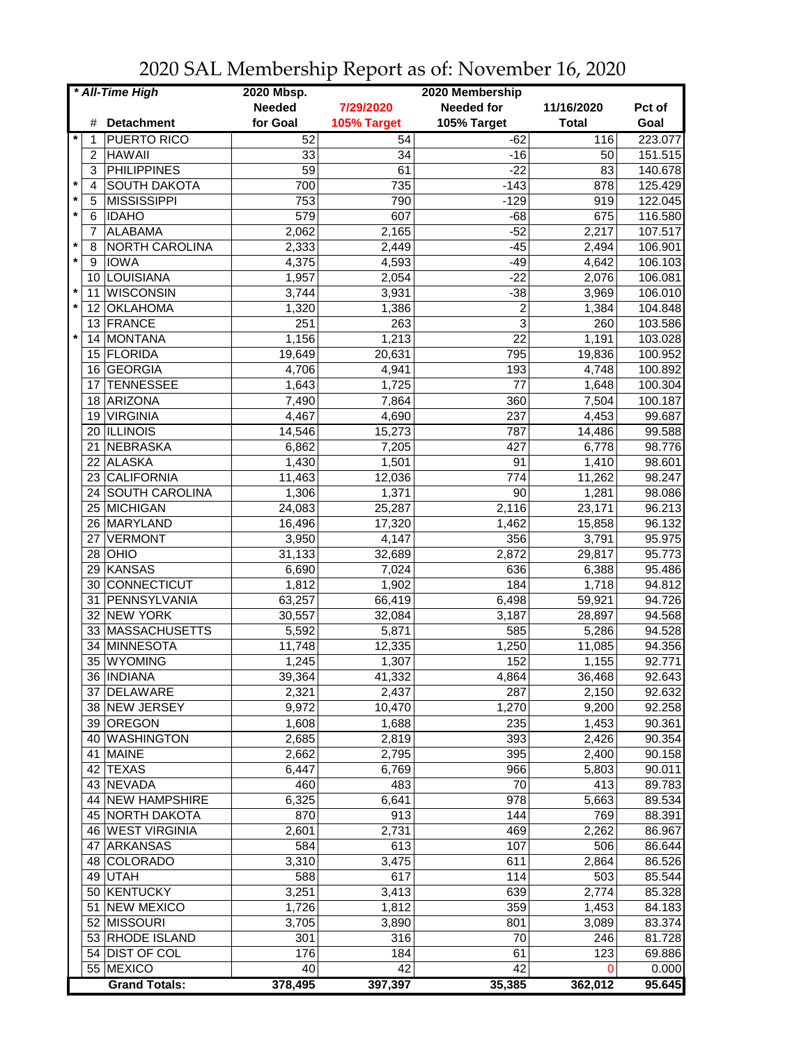# 2020 SAL Membership Report as of: November 16, 2020

| * All-Time High | | | 2020 Mbsp. | 2020 Membership | | | |
|---|---|---|---|---|---|---|---|
| | # | Detachment | Needed for Goal | 7/29/2020 105% Target | Needed for 105% Target | 11/16/2020 Total | Pct of Goal |
| * | 1 | PUERTO RICO | 52 | 54 | -62 | 116 | 223.077 |
| | 2 | HAWAII | 33 | 34 | -16 | 50 | 151.515 |
| | 3 | PHILIPPINES | 59 | 61 | -22 | 83 | 140.678 |
| * | 4 | SOUTH DAKOTA | 700 | 735 | -143 | 878 | 125.429 |
| * | 5 | MISSISSIPPI | 753 | 790 | -129 | 919 | 122.045 |
| * | 6 | IDAHO | 579 | 607 | -68 | 675 | 116.580 |
| | 7 | ALABAMA | 2,062 | 2,165 | -52 | 2,217 | 107.517 |
| * | 8 | NORTH CAROLINA | 2,333 | 2,449 | -45 | 2,494 | 106.901 |
| * | 9 | IOWA | 4,375 | 4,593 | -49 | 4,642 | 106.103 |
| | 10 | LOUISIANA | 1,957 | 2,054 | -22 | 2,076 | 106.081 |
| * | 11 | WISCONSIN | 3,744 | 3,931 | -38 | 3,969 | 106.010 |
| * | 12 | OKLAHOMA | 1,320 | 1,386 | 2 | 1,384 | 104.848 |
| | 13 | FRANCE | 251 | 263 | 3 | 260 | 103.586 |
| * | 14 | MONTANA | 1,156 | 1,213 | 22 | 1,191 | 103.028 |
| | 15 | FLORIDA | 19,649 | 20,631 | 795 | 19,836 | 100.952 |
| | 16 | GEORGIA | 4,706 | 4,941 | 193 | 4,748 | 100.892 |
| | 17 | TENNESSEE | 1,643 | 1,725 | 77 | 1,648 | 100.304 |
| | 18 | ARIZONA | 7,490 | 7,864 | 360 | 7,504 | 100.187 |
| | 19 | VIRGINIA | 4,467 | 4,690 | 237 | 4,453 | 99.687 |
| | 20 | ILLINOIS | 14,546 | 15,273 | 787 | 14,486 | 99.588 |
| | 21 | NEBRASKA | 6,862 | 7,205 | 427 | 6,778 | 98.776 |
| | 22 | ALASKA | 1,430 | 1,501 | 91 | 1,410 | 98.601 |
| | 23 | CALIFORNIA | 11,463 | 12,036 | 774 | 11,262 | 98.247 |
| | 24 | SOUTH CAROLINA | 1,306 | 1,371 | 90 | 1,281 | 98.086 |
| | 25 | MICHIGAN | 24,083 | 25,287 | 2,116 | 23,171 | 96.213 |
| | 26 | MARYLAND | 16,496 | 17,320 | 1,462 | 15,858 | 96.132 |
| | 27 | VERMONT | 3,950 | 4,147 | 356 | 3,791 | 95.975 |
| | 28 | OHIO | 31,133 | 32,689 | 2,872 | 29,817 | 95.773 |
| | 29 | KANSAS | 6,690 | 7,024 | 636 | 6,388 | 95.486 |
| | 30 | CONNECTICUT | 1,812 | 1,902 | 184 | 1,718 | 94.812 |
| | 31 | PENNSYLVANIA | 63,257 | 66,419 | 6,498 | 59,921 | 94.726 |
| | 32 | NEW YORK | 30,557 | 32,084 | 3,187 | 28,897 | 94.568 |
| | 33 | MASSACHUSETTS | 5,592 | 5,871 | 585 | 5,286 | 94.528 |
| | 34 | MINNESOTA | 11,748 | 12,335 | 1,250 | 11,085 | 94.356 |
| | 35 | WYOMING | 1,245 | 1,307 | 152 | 1,155 | 92.771 |
| | 36 | INDIANA | 39,364 | 41,332 | 4,864 | 36,468 | 92.643 |
| | 37 | DELAWARE | 2,321 | 2,437 | 287 | 2,150 | 92.632 |
| | 38 | NEW JERSEY | 9,972 | 10,470 | 1,270 | 9,200 | 92.258 |
| | 39 | OREGON | 1,608 | 1,688 | 235 | 1,453 | 90.361 |
| | 40 | WASHINGTON | 2,685 | 2,819 | 393 | 2,426 | 90.354 |
| | 41 | MAINE | 2,662 | 2,795 | 395 | 2,400 | 90.158 |
| | 42 | TEXAS | 6,447 | 6,769 | 966 | 5,803 | 90.011 |
| | 43 | NEVADA | 460 | 483 | 70 | 413 | 89.783 |
| | 44 | NEW HAMPSHIRE | 6,325 | 6,641 | 978 | 5,663 | 89.534 |
| | 45 | NORTH DAKOTA | 870 | 913 | 144 | 769 | 88.391 |
| | 46 | WEST VIRGINIA | 2,601 | 2,731 | 469 | 2,262 | 86.967 |
| | 47 | ARKANSAS | 584 | 613 | 107 | 506 | 86.644 |
| | 48 | COLORADO | 3,310 | 3,475 | 611 | 2,864 | 86.526 |
| | 49 | UTAH | 588 | 617 | 114 | 503 | 85.544 |
| | 50 | KENTUCKY | 3,251 | 3,413 | 639 | 2,774 | 85.328 |
| | 51 | NEW MEXICO | 1,726 | 1,812 | 359 | 1,453 | 84.183 |
| | 52 | MISSOURI | 3,705 | 3,890 | 801 | 3,089 | 83.374 |
| | 53 | RHODE ISLAND | 301 | 316 | 70 | 246 | 81.728 |
| | 54 | DIST OF COL | 176 | 184 | 61 | 123 | 69.886 |
| | 55 | MEXICO | 40 | 42 | 42 | 0 | 0.000 |
| | | **Grand Totals:** | **378,495** | **397,397** | **35,385** | **362,012** | **95.645** |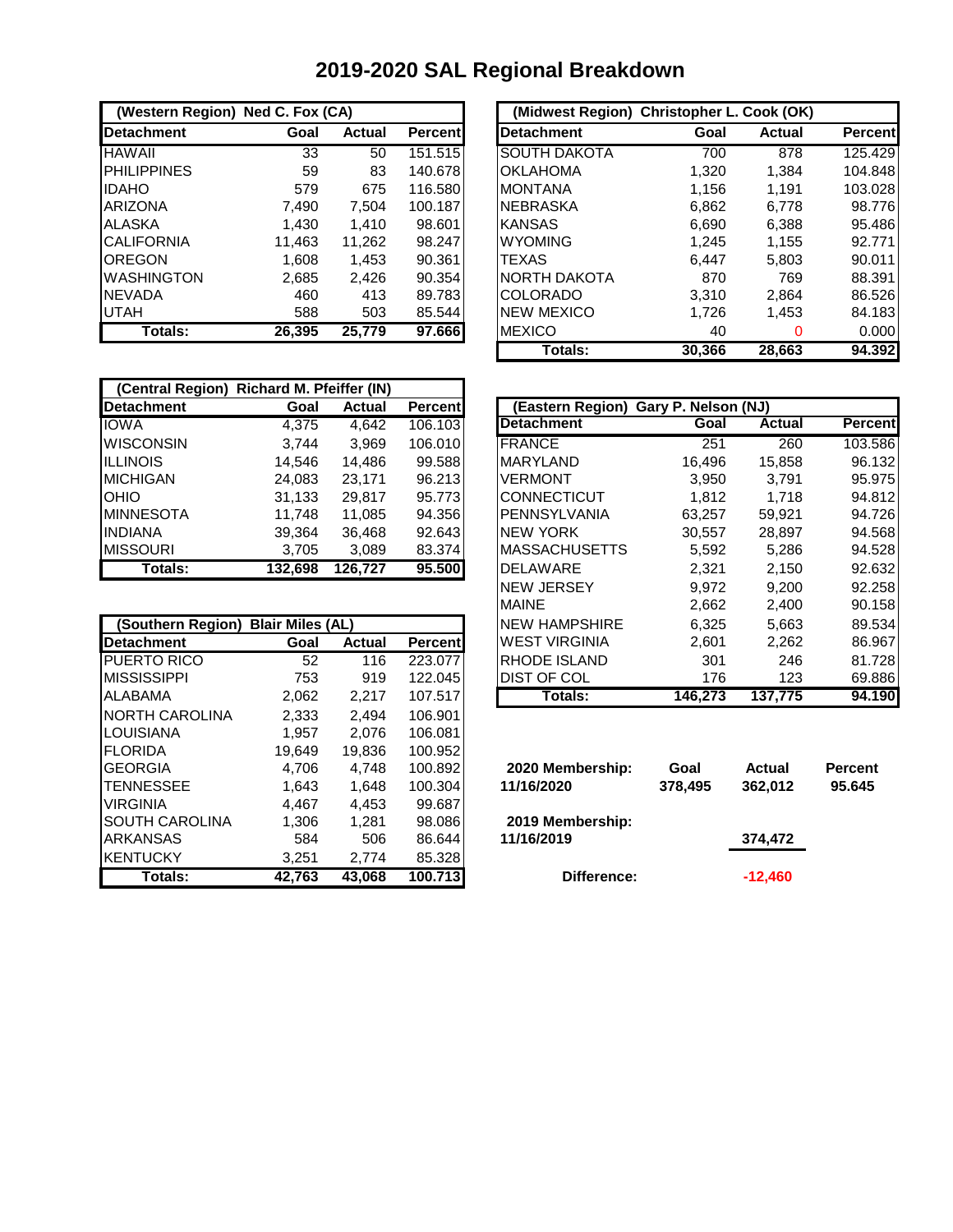# 2019-2020 SAL Regional Breakdown

| (Western Region) Ned C. Fox (CA) | | | |
|---|---|---|---|
| **Detachment** | **Goal** | **Actual** | **Percent** |
| HAWAII | 33 | 50 | 151.515 |
| PHILIPPINES | 59 | 83 | 140.678 |
| IDAHO | 579 | 675 | 116.580 |
| ARIZONA | 7,490 | 7,504 | 100.187 |
| ALASKA | 1,430 | 1,410 | 98.601 |
| CALIFORNIA | 11,463 | 11,262 | 98.247 |
| OREGON | 1,608 | 1,453 | 90.361 |
| WASHINGTON | 2,685 | 2,426 | 90.354 |
| NEVADA | 460 | 413 | 89.783 |
| UTAH | 588 | 503 | 85.544 |
| **Totals:** | **26,395** | **25,779** | **97.666** |

| (Midwest Region) Christopher L. Cook (OK) | | | |
|---|---|---|---|
| **Detachment** | **Goal** | **Actual** | **Percent** |
| SOUTH DAKOTA | 700 | 878 | 125.429 |
| OKLAHOMA | 1,320 | 1,384 | 104.848 |
| MONTANA | 1,156 | 1,191 | 103.028 |
| NEBRASKA | 6,862 | 6,778 | 98.776 |
| KANSAS | 6,690 | 6,388 | 95.486 |
| WYOMING | 1,245 | 1,155 | 92.771 |
| TEXAS | 6,447 | 5,803 | 90.011 |
| NORTH DAKOTA | 870 | 769 | 88.391 |
| COLORADO | 3,310 | 2,864 | 86.526 |
| NEW MEXICO | 1,726 | 1,453 | 84.183 |
| MEXICO | 40 | 0 | 0.000 |
| **Totals:** | **30,366** | **28,663** | **94.392** |

| (Central Region) Richard M. Pfeiffer (IN) | | | |
|---|---|---|---|
| **Detachment** | **Goal** | **Actual** | **Percent** |
| IOWA | 4,375 | 4,642 | 106.103 |
| WISCONSIN | 3,744 | 3,969 | 106.010 |
| ILLINOIS | 14,546 | 14,486 | 99.588 |
| MICHIGAN | 24,083 | 23,171 | 96.213 |
| OHIO | 31,133 | 29,817 | 95.773 |
| MINNESOTA | 11,748 | 11,085 | 94.356 |
| INDIANA | 39,364 | 36,468 | 92.643 |
| MISSOURI | 3,705 | 3,089 | 83.374 |
| **Totals:** | **132,698** | **126,727** | **95.500** |

| (Eastern Region) Gary P. Nelson (NJ) | | | |
|---|---|---|---|
| **Detachment** | **Goal** | **Actual** | **Percent** |
| FRANCE | 251 | 260 | 103.586 |
| MARYLAND | 16,496 | 15,858 | 96.132 |
| VERMONT | 3,950 | 3,791 | 95.975 |
| CONNECTICUT | 1,812 | 1,718 | 94.812 |
| PENNSYLVANIA | 63,257 | 59,921 | 94.726 |
| NEW YORK | 30,557 | 28,897 | 94.568 |
| MASSACHUSETTS | 5,592 | 5,286 | 94.528 |
| DELAWARE | 2,321 | 2,150 | 92.632 |
| NEW JERSEY | 9,972 | 9,200 | 92.258 |
| MAINE | 2,662 | 2,400 | 90.158 |
| NEW HAMPSHIRE | 6,325 | 5,663 | 89.534 |
| WEST VIRGINIA | 2,601 | 2,262 | 86.967 |
| RHODE ISLAND | 301 | 246 | 81.728 |
| DIST OF COL | 176 | 123 | 69.886 |
| **Totals:** | **146,273** | **137,775** | **94.190** |

| (Southern Region) Blair Miles (AL) | | | |
|---|---|---|---|
| **Detachment** | **Goal** | **Actual** | **Percent** |
| PUERTO RICO | 52 | 116 | 223.077 |
| MISSISSIPPI | 753 | 919 | 122.045 |
| ALABAMA | 2,062 | 2,217 | 107.517 |
| NORTH CAROLINA | 2,333 | 2,494 | 106.901 |
| LOUISIANA | 1,957 | 2,076 | 106.081 |
| FLORIDA | 19,649 | 19,836 | 100.952 |
| GEORGIA | 4,706 | 4,748 | 100.892 |
| TENNESSEE | 1,643 | 1,648 | 100.304 |
| VIRGINIA | 4,467 | 4,453 | 99.687 |
| SOUTH CAROLINA | 1,306 | 1,281 | 98.086 |
| ARKANSAS | 584 | 506 | 86.644 |
| KENTUCKY | 3,251 | 2,774 | 85.328 |
| **Totals:** | **42,763** | **43,068** | **100.713** |

| | **Goal** | **Actual** | **Percent** |
|---|---|---|---|
| **2020 Membership: 11/16/2020** | **378,495** | **362,012** | **95.645** |
| **2019 Membership: 11/16/2019** | | **374,472** | |
| **Difference:** | | **-12,460** | |